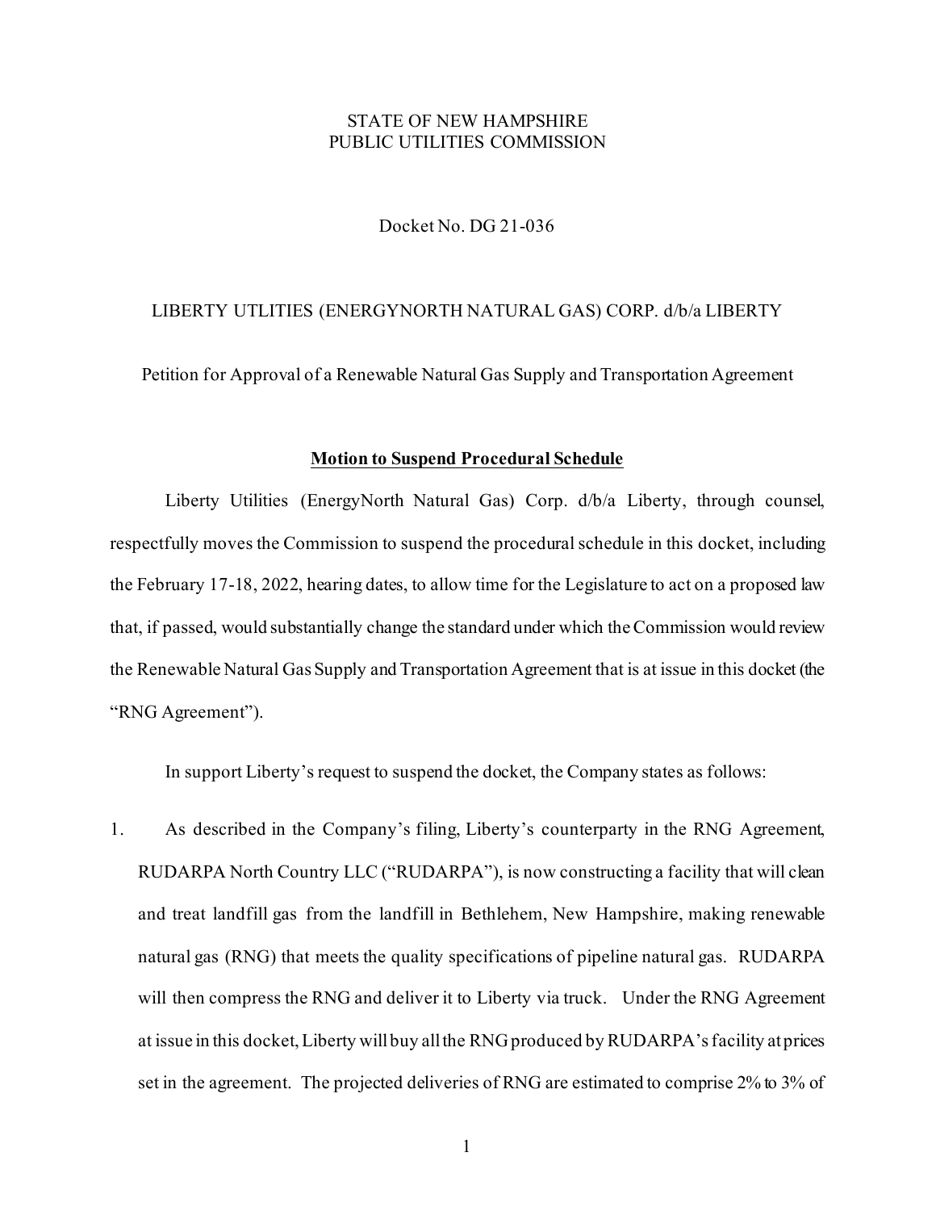STATE OF NEW HAMPSHIRE
PUBLIC UTILITIES COMMISSION

Docket No. DG 21-036

LIBERTY UTLITIES (ENERGYNORTH NATURAL GAS) CORP. d/b/a LIBERTY

Petition for Approval of a Renewable Natural Gas Supply and Transportation Agreement

## **Motion to Suspend Procedural Schedule**

Liberty Utilities (EnergyNorth Natural Gas) Corp. d/b/a Liberty, through counsel, respectfully moves the Commission to suspend the procedural schedule in this docket, including the February 17-18, 2022, hearing dates, to allow time for the Legislature to act on a proposed law that, if passed, would substantially change the standard under which the Commission would review the Renewable Natural Gas Supply and Transportation Agreement that is at issue in this docket (the "RNG Agreement").

In support Liberty's request to suspend the docket, the Company states as follows:

1. As described in the Company's filing, Liberty's counterparty in the RNG Agreement, RUDARPA North Country LLC ("RUDARPA"), is now constructing a facility that will clean and treat landfill gas from the landfill in Bethlehem, New Hampshire, making renewable natural gas (RNG) that meets the quality specifications of pipeline natural gas. RUDARPA will then compress the RNG and deliver it to Liberty via truck. Under the RNG Agreement at issue in this docket, Liberty will buy all the RNG produced by RUDARPA's facility at prices set in the agreement. The projected deliveries of RNG are estimated to comprise 2% to 3% of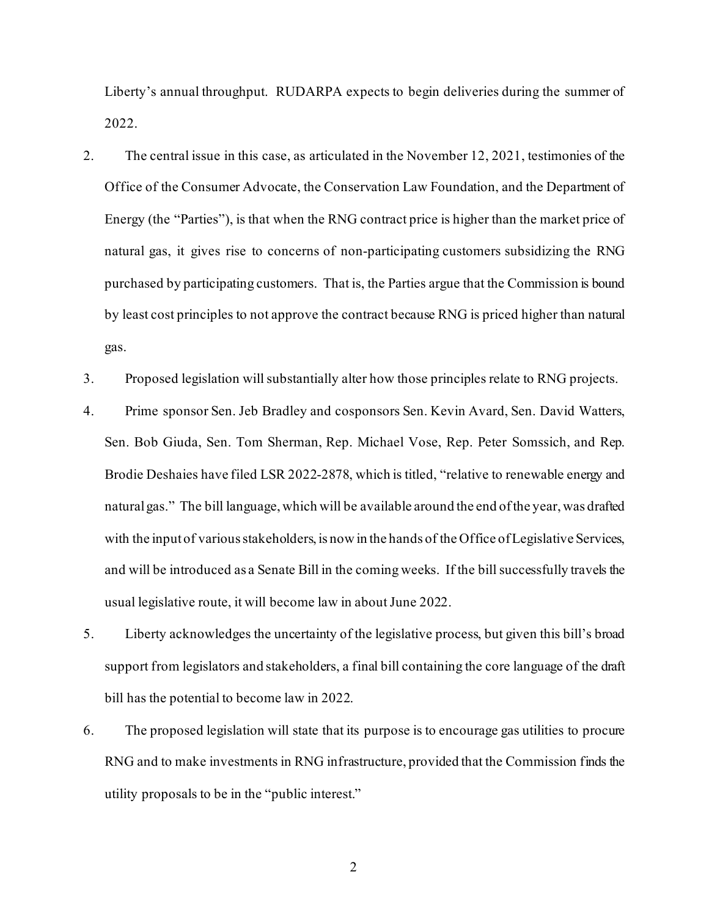Liberty's annual throughput. RUDARPA expects to begin deliveries during the summer of 2022.

2. The central issue in this case, as articulated in the November 12, 2021, testimonies of the Office of the Consumer Advocate, the Conservation Law Foundation, and the Department of Energy (the "Parties"), is that when the RNG contract price is higher than the market price of natural gas, it gives rise to concerns of non-participating customers subsidizing the RNG purchased by participating customers. That is, the Parties argue that the Commission is bound by least cost principles to not approve the contract because RNG is priced higher than natural gas.

3. Proposed legislation will substantially alter how those principles relate to RNG projects.

4. Prime sponsor Sen. Jeb Bradley and cosponsors Sen. Kevin Avard, Sen. David Watters, Sen. Bob Giuda, Sen. Tom Sherman, Rep. Michael Vose, Rep. Peter Somssich, and Rep. Brodie Deshaies have filed LSR 2022-2878, which is titled, "relative to renewable energy and natural gas." The bill language, which will be available around the end of the year, was drafted with the input of various stakeholders, is now in the hands of the Office of Legislative Services, and will be introduced as a Senate Bill in the coming weeks. If the bill successfully travels the usual legislative route, it will become law in about June 2022.

5. Liberty acknowledges the uncertainty of the legislative process, but given this bill's broad support from legislators and stakeholders, a final bill containing the core language of the draft bill has the potential to become law in 2022.

6. The proposed legislation will state that its purpose is to encourage gas utilities to procure RNG and to make investments in RNG infrastructure, provided that the Commission finds the utility proposals to be in the "public interest."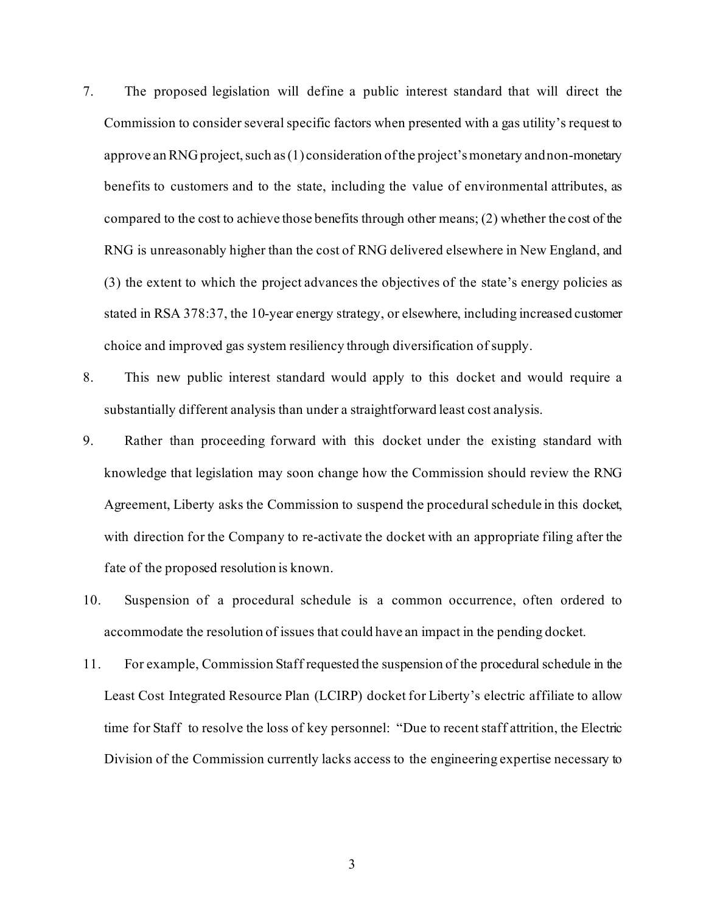7. The proposed legislation will define a public interest standard that will direct the Commission to consider several specific factors when presented with a gas utility's request to approve an RNG project, such as (1) consideration of the project's monetary and non-monetary benefits to customers and to the state, including the value of environmental attributes, as compared to the cost to achieve those benefits through other means; (2) whether the cost of the RNG is unreasonably higher than the cost of RNG delivered elsewhere in New England, and (3) the extent to which the project advances the objectives of the state's energy policies as stated in RSA 378:37, the 10-year energy strategy, or elsewhere, including increased customer choice and improved gas system resiliency through diversification of supply.

8. This new public interest standard would apply to this docket and would require a substantially different analysis than under a straightforward least cost analysis.

9. Rather than proceeding forward with this docket under the existing standard with knowledge that legislation may soon change how the Commission should review the RNG Agreement, Liberty asks the Commission to suspend the procedural schedule in this docket, with direction for the Company to re-activate the docket with an appropriate filing after the fate of the proposed resolution is known.

10. Suspension of a procedural schedule is a common occurrence, often ordered to accommodate the resolution of issues that could have an impact in the pending docket.

11. For example, Commission Staff requested the suspension of the procedural schedule in the Least Cost Integrated Resource Plan (LCIRP) docket for Liberty's electric affiliate to allow time for Staff to resolve the loss of key personnel: "Due to recent staff attrition, the Electric Division of the Commission currently lacks access to the engineering expertise necessary to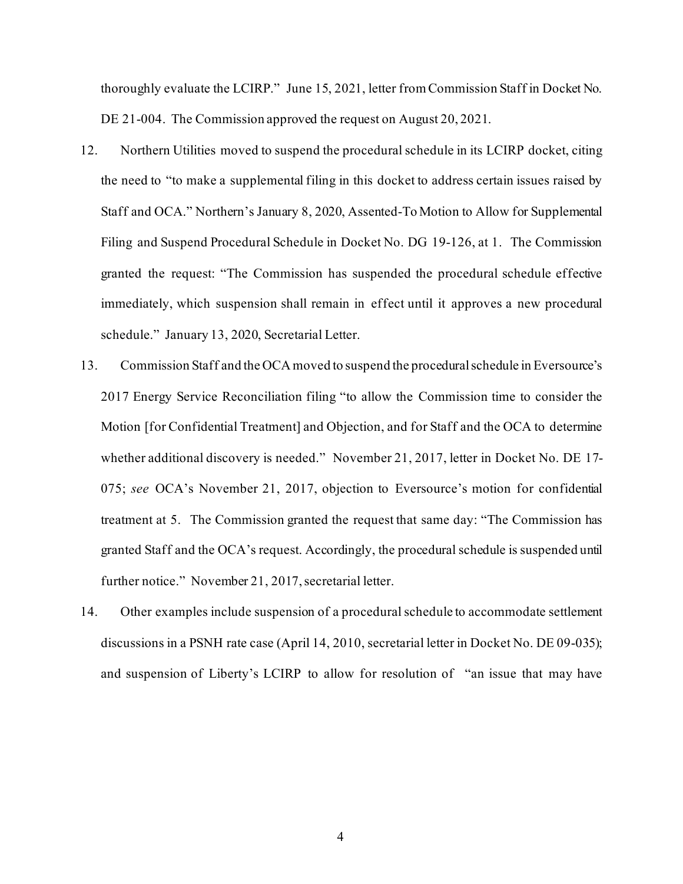thoroughly evaluate the LCIRP." June 15, 2021, letter from Commission Staff in Docket No. DE 21-004. The Commission approved the request on August 20, 2021.

12. Northern Utilities moved to suspend the procedural schedule in its LCIRP docket, citing the need to "to make a supplemental filing in this docket to address certain issues raised by Staff and OCA." Northern's January 8, 2020, Assented-To Motion to Allow for Supplemental Filing and Suspend Procedural Schedule in Docket No. DG 19-126, at 1. The Commission granted the request: "The Commission has suspended the procedural schedule effective immediately, which suspension shall remain in effect until it approves a new procedural schedule." January 13, 2020, Secretarial Letter.

13. Commission Staff and the OCA moved to suspend the procedural schedule in Eversource's 2017 Energy Service Reconciliation filing "to allow the Commission time to consider the Motion [for Confidential Treatment] and Objection, and for Staff and the OCA to determine whether additional discovery is needed." November 21, 2017, letter in Docket No. DE 17-075; *see* OCA's November 21, 2017, objection to Eversource's motion for confidential treatment at 5. The Commission granted the request that same day: "The Commission has granted Staff and the OCA's request. Accordingly, the procedural schedule is suspended until further notice." November 21, 2017, secretarial letter.

14. Other examples include suspension of a procedural schedule to accommodate settlement discussions in a PSNH rate case (April 14, 2010, secretarial letter in Docket No. DE 09-035); and suspension of Liberty's LCIRP to allow for resolution of "an issue that may have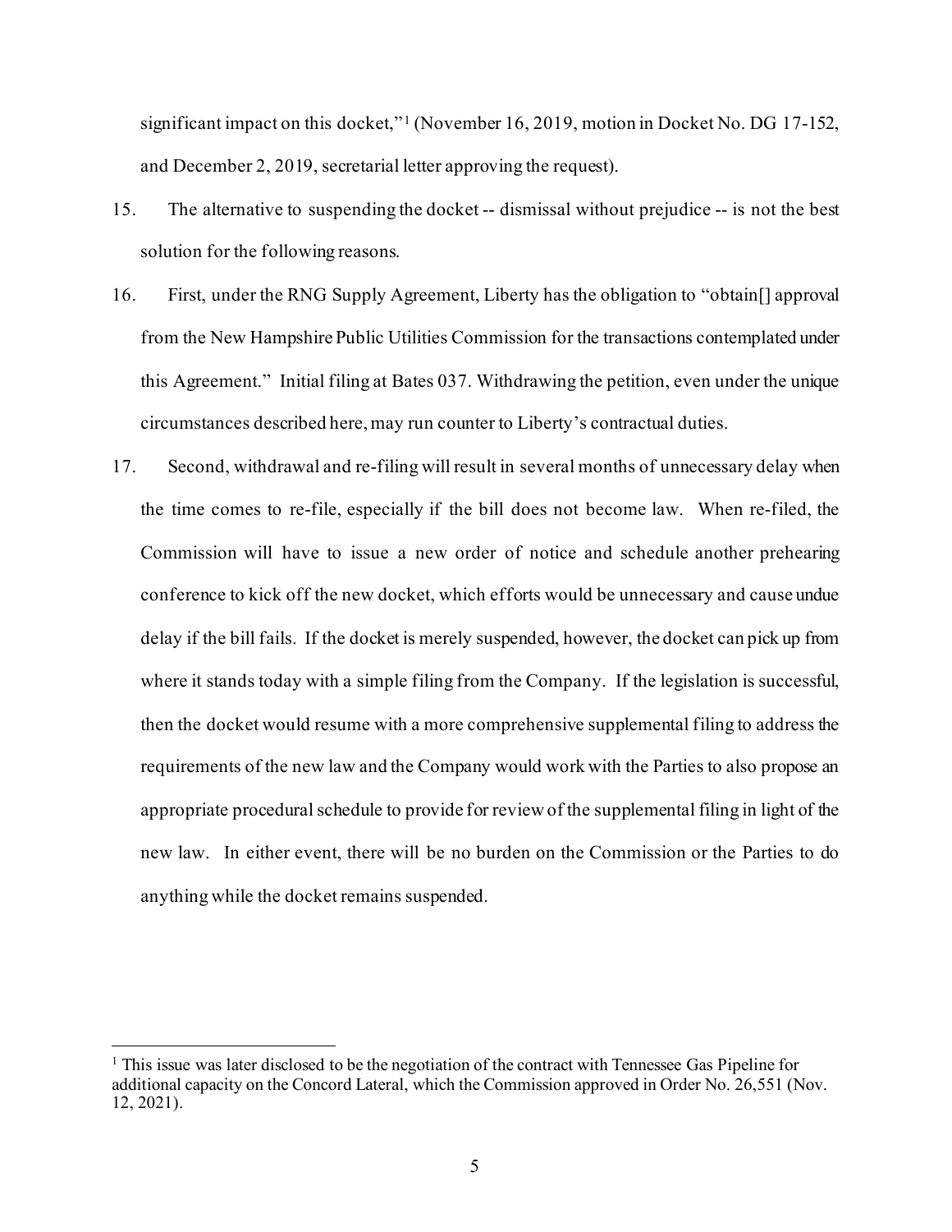significant impact on this docket,"[1] (November 16, 2019, motion in Docket No. DG 17-152, and December 2, 2019, secretarial letter approving the request).

15. The alternative to suspending the docket -- dismissal without prejudice -- is not the best solution for the following reasons.

16. First, under the RNG Supply Agreement, Liberty has the obligation to "obtain[] approval from the New Hampshire Public Utilities Commission for the transactions contemplated under this Agreement." Initial filing at Bates 037. Withdrawing the petition, even under the unique circumstances described here, may run counter to Liberty's contractual duties.

17. Second, withdrawal and re-filing will result in several months of unnecessary delay when the time comes to re-file, especially if the bill does not become law. When re-filed, the Commission will have to issue a new order of notice and schedule another prehearing conference to kick off the new docket, which efforts would be unnecessary and cause undue delay if the bill fails. If the docket is merely suspended, however, the docket can pick up from where it stands today with a simple filing from the Company. If the legislation is successful, then the docket would resume with a more comprehensive supplemental filing to address the requirements of the new law and the Company would work with the Parties to also propose an appropriate procedural schedule to provide for review of the supplemental filing in light of the new law. In either event, there will be no burden on the Commission or the Parties to do anything while the docket remains suspended.

---

[1] This issue was later disclosed to be the negotiation of the contract with Tennessee Gas Pipeline for additional capacity on the Concord Lateral, which the Commission approved in Order No. 26,551 (Nov. 12, 2021).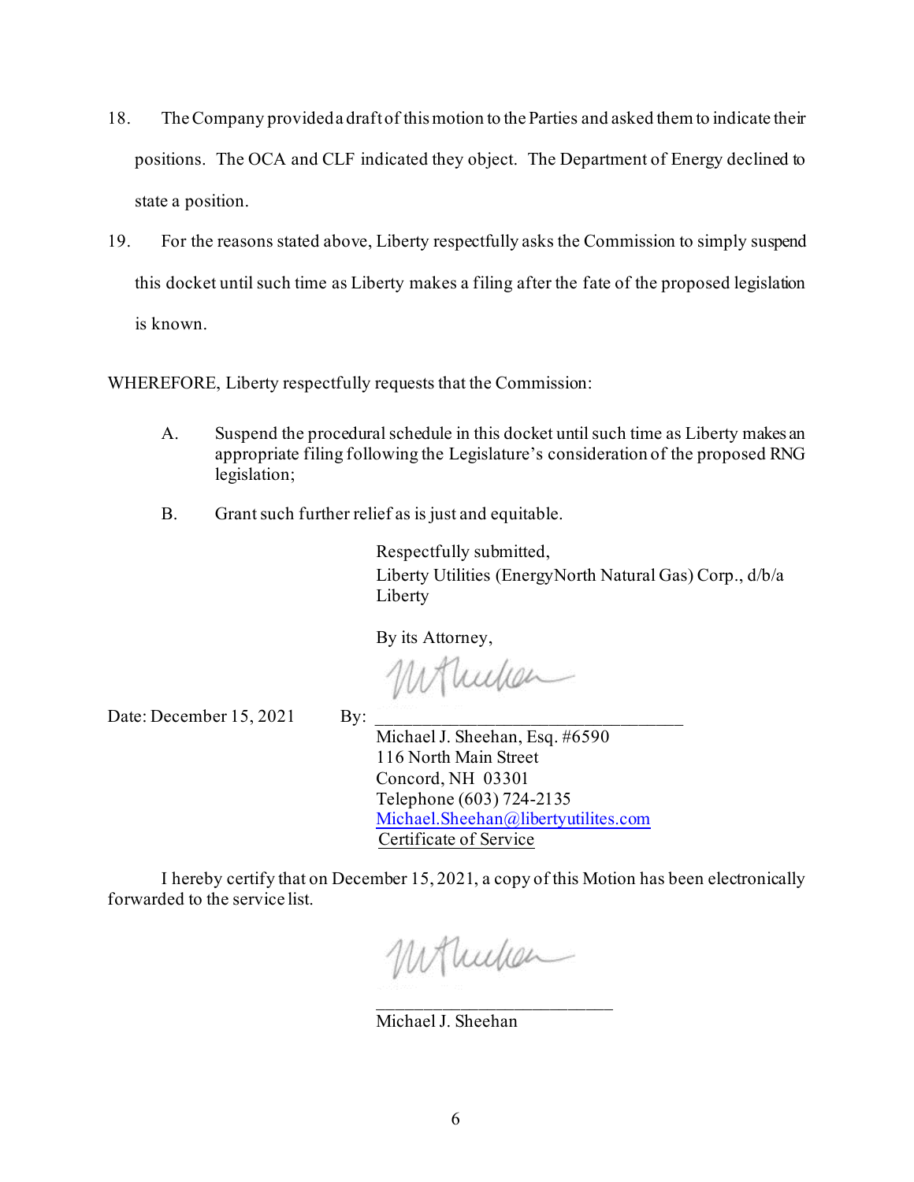18. The Company provided a draft of this motion to the Parties and asked them to indicate their positions. The OCA and CLF indicated they object. The Department of Energy declined to state a position.

19. For the reasons stated above, Liberty respectfully asks the Commission to simply suspend this docket until such time as Liberty makes a filing after the fate of the proposed legislation is known.

WHEREFORE, Liberty respectfully requests that the Commission:

A. Suspend the procedural schedule in this docket until such time as Liberty makes an appropriate filing following the Legislature's consideration of the proposed RNG legislation;

B. Grant such further relief as is just and equitable.

Respectfully submitted,
Liberty Utilities (EnergyNorth Natural Gas) Corp., d/b/a Liberty

By its Attorney,

Date: December 15, 2021 By: ___________________________________
Michael J. Sheehan, Esq. #6590
116 North Main Street
Concord, NH 03301
Telephone (603) 724-2135
Michael.Sheehan@libertyutilites.com

Certificate of Service

I hereby certify that on December 15, 2021, a copy of this Motion has been electronically forwarded to the service list.

___________________________
Michael J. Sheehan